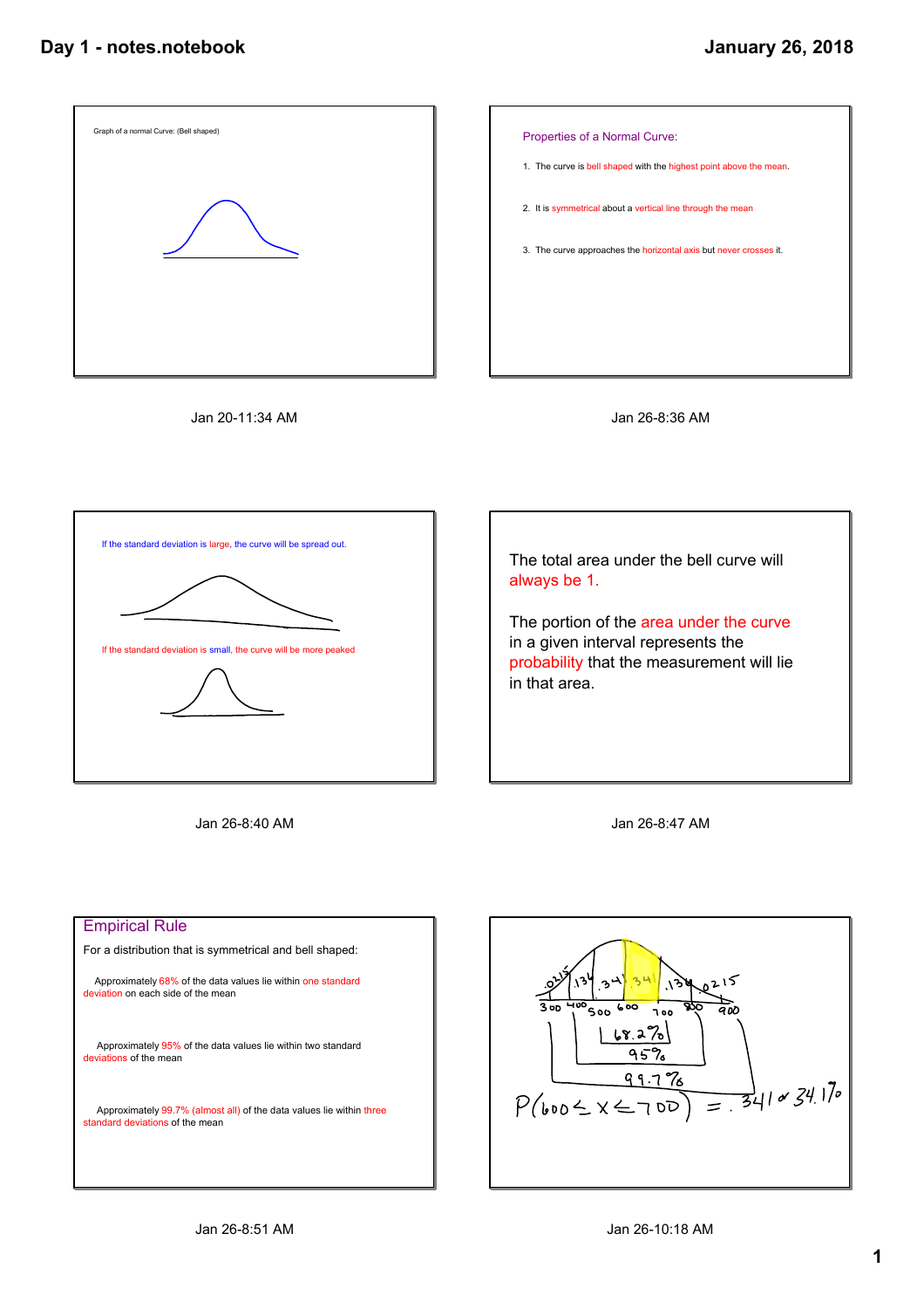Graph of a normal Curve: (Bell shaped)

Jan 20-11:34 AM

Properties of a Normal Curve:

1. The curve is bell shaped with the highest point above the mean.
2. It is symmetrical about a vertical line through the mean
3. The curve approaches the horizontal axis but never crosses it.

Jan 26-8:36 AM

If the standard deviation is large, the curve will be spread out.

If the standard deviation is small, the curve will be more peaked

Jan 26-8:40 AM

The total area under the bell curve will always be 1.

The portion of the area under the curve in a given interval represents the probability that the measurement will lie in that area.

Jan 26-8:47 AM

## Empirical Rule

For a distribution that is symmetrical and bell shaped:

Approximately 68% of the data values lie within one standard deviation on each side of the mean

Approximately 95% of the data values lie within two standard deviations of the mean

Approximately 99.7% (almost all) of the data values lie within three standard deviations of the mean

Jan 26-8:51 AM

.0215 .134 .341 .341 .134 .0215

300 400 500 600 700 800 900

68.2%

95%

99.7%

$P(600 \leq x \leq 700) = .341 \text{ or } 34.1\%$

Jan 26-10:18 AM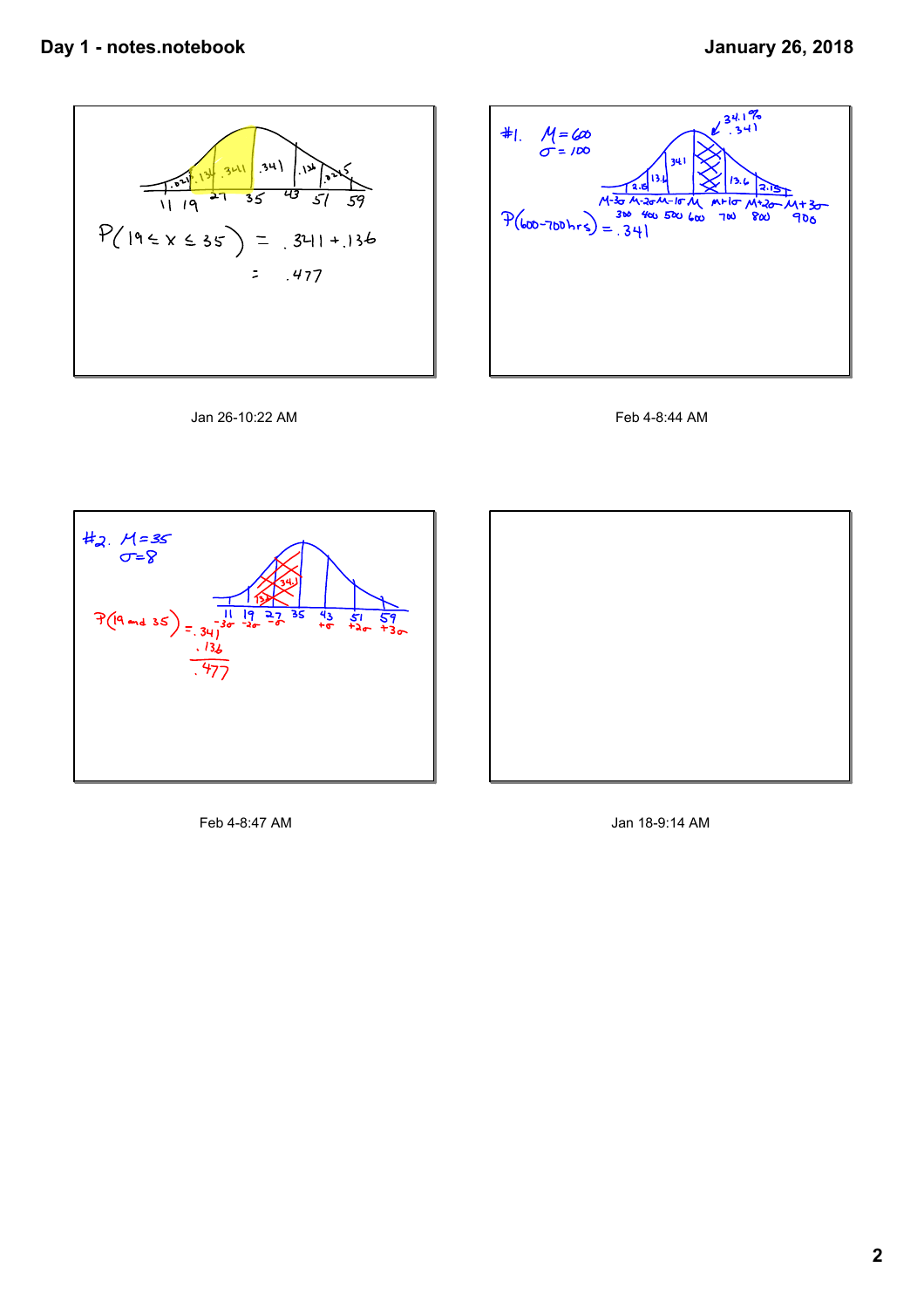11 19 27 35 43 51 59

.0215 .136 .341 .341 .136 .0215

$$P(19 \le x \le 35) = .341 + .136$$

$$= .477$$

Jan 26-10:22 AM

#1. $\mu = 600$
$\sigma = 100$

34.1%
.341

2.15 13.6 .341 13.6 2.15

$\mu - 3\sigma$ $\mu - 2\sigma$ $\mu - 1\sigma$ $\mu$ $\mu + 1\sigma$ $\mu + 2\sigma$ $\mu + 3\sigma$

300 400 500 600 700 800 900

$P(600\text{–}700\text{hrs}) = .341$

Feb 4-8:44 AM

#2. $\mu = 35$
$\sigma = 8$

.341
13.6

11 19 27 35 43 51 59
$-3\sigma$ $-2\sigma$ $-\sigma$ $+\sigma$ $+2\sigma$ $+3\sigma$

$P(19 \text{ and } 35) = .341$
$.136$
$.477$

Feb 4-8:47 AM

Jan 18-9:14 AM